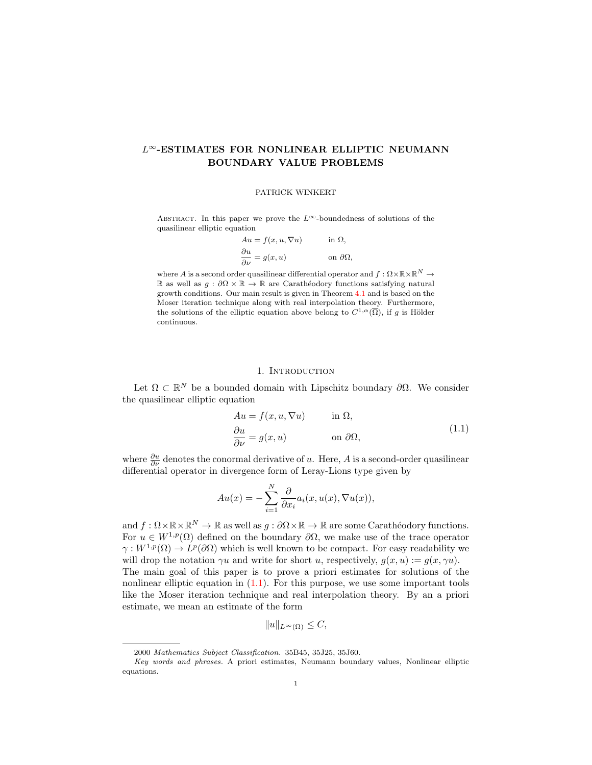# $L^\infty$-ESTIMATES FOR NONLINEAR ELLIPTIC NEUMANN BOUNDARY VALUE PROBLEMS

PATRICK WINKERT

Abstract. In this paper we prove the $L^\infty$-boundedness of solutions of the quasilinear elliptic equation

$$
\begin{aligned}
Au &= f(x,u,\nabla u) && \text{in } \Omega,\\
\frac{\partial u}{\partial \nu} &= g(x,u) && \text{on } \partial\Omega,
\end{aligned}
$$

where $A$ is a second order quasilinear differential operator and $f : \Omega\times\mathbb{R}\times\mathbb{R}^N \to \mathbb{R}$ as well as $g : \partial\Omega \times \mathbb{R} \to \mathbb{R}$ are Carathéodory functions satisfying natural growth conditions. Our main result is given in Theorem 4.1 and is based on the Moser iteration technique along with real interpolation theory. Furthermore, the solutions of the elliptic equation above belong to $C^{1,\alpha}(\overline{\Omega})$, if $g$ is Hölder continuous.

## 1. Introduction

Let $\Omega \subset \mathbb{R}^N$ be a bounded domain with Lipschitz boundary $\partial\Omega$. We consider the quasilinear elliptic equation

$$
\begin{aligned}
Au &= f(x,u,\nabla u) && \text{in } \Omega,\\
\frac{\partial u}{\partial \nu} &= g(x,u) && \text{on } \partial\Omega,
\end{aligned}
\tag{1.1}
$$

where $\frac{\partial u}{\partial \nu}$ denotes the conormal derivative of $u$. Here, $A$ is a second-order quasilinear differential operator in divergence form of Leray-Lions type given by

$$
Au(x) = -\sum_{i=1}^{N} \frac{\partial}{\partial x_i} a_i(x,u(x),\nabla u(x)),
$$

and $f : \Omega\times\mathbb{R}\times\mathbb{R}^N \to \mathbb{R}$ as well as $g : \partial\Omega\times\mathbb{R} \to \mathbb{R}$ are some Carathéodory functions. For $u \in W^{1,p}(\Omega)$ defined on the boundary $\partial\Omega$, we make use of the trace operator $\gamma : W^{1,p}(\Omega) \to L^p(\partial\Omega)$ which is well known to be compact. For easy readability we will drop the notation $\gamma u$ and write for short $u$, respectively, $g(x,u) := g(x,\gamma u)$. The main goal of this paper is to prove a priori estimates for solutions of the nonlinear elliptic equation in (1.1). For this purpose, we use some important tools like the Moser iteration technique and real interpolation theory. By an a priori estimate, we mean an estimate of the form

$$
\|u\|_{L^\infty(\Omega)} \le C,
$$

2000 *Mathematics Subject Classification.* 35B45, 35J25, 35J60.

*Key words and phrases.* A priori estimates, Neumann boundary values, Nonlinear elliptic equations.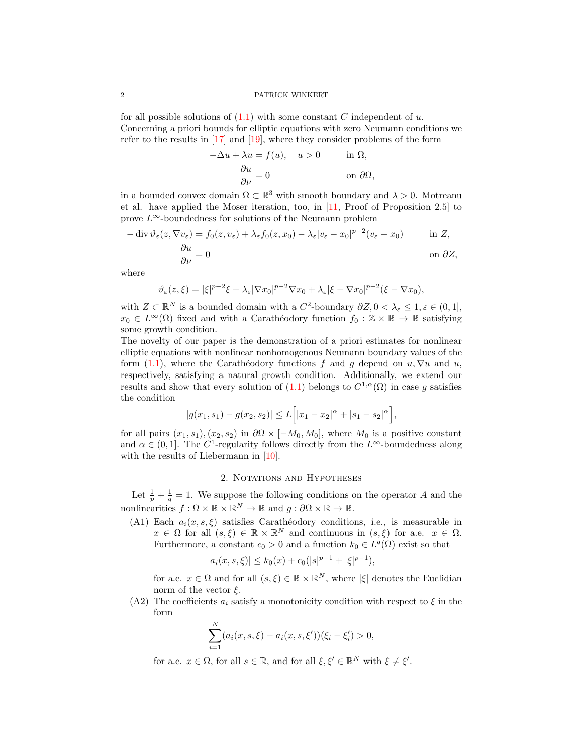for all possible solutions of (1.1) with some constant $C$ independent of $u$. Concerning a priori bounds for elliptic equations with zero Neumann conditions we refer to the results in [17] and [19], where they consider problems of the form

$$
\begin{aligned}
-\Delta u + \lambda u &= f(u), \quad u > 0 && \text{in } \Omega,\\
\frac{\partial u}{\partial \nu} &= 0 && \text{on } \partial\Omega,
\end{aligned}
$$

in a bounded convex domain $\Omega \subset \mathbb{R}^3$ with smooth boundary and $\lambda > 0$. Motreanu et al. have applied the Moser iteration, too, in [11, Proof of Proposition 2.5] to prove $L^\infty$-boundedness for solutions of the Neumann problem

$$
\begin{aligned}
-\operatorname{div} \vartheta_\varepsilon(z, \nabla v_\varepsilon) &= f_0(z, v_\varepsilon) + \lambda_\varepsilon f_0(z, x_0) - \lambda_\varepsilon |v_\varepsilon - x_0|^{p-2}(v_\varepsilon - x_0) && \text{in } Z,\\
\frac{\partial u}{\partial \nu} &= 0 && \text{on } \partial Z,
\end{aligned}
$$

where

$$
\vartheta_\varepsilon(z, \xi) = |\xi|^{p-2}\xi + \lambda_\varepsilon |\nabla x_0|^{p-2}\nabla x_0 + \lambda_\varepsilon |\xi - \nabla x_0|^{p-2}(\xi - \nabla x_0),
$$

with $Z \subset \mathbb{R}^N$ is a bounded domain with a $C^2$-boundary $\partial Z, 0 < \lambda_\varepsilon \leq 1, \varepsilon \in (0,1]$, $x_0 \in L^\infty(\Omega)$ fixed and with a Carathéodory function $f_0 : \mathbb{Z} \times \mathbb{R} \to \mathbb{R}$ satisfying some growth condition.

The novelty of our paper is the demonstration of a priori estimates for nonlinear elliptic equations with nonlinear nonhomogenous Neumann boundary values of the form (1.1), where the Carathéodory functions $f$ and $g$ depend on $u, \nabla u$ and $u$, respectively, satisfying a natural growth condition. Additionally, we extend our results and show that every solution of (1.1) belongs to $C^{1,\alpha}(\overline{\Omega})$ in case $g$ satisfies the condition

$$
|g(x_1, s_1) - g(x_2, s_2)| \leq L\Big[|x_1 - x_2|^\alpha + |s_1 - s_2|^\alpha\Big],
$$

for all pairs $(x_1, s_1), (x_2, s_2)$ in $\partial\Omega \times [-M_0, M_0]$, where $M_0$ is a positive constant and $\alpha \in (0,1]$. The $C^1$-regularity follows directly from the $L^\infty$-boundedness along with the results of Liebermann in [10].

## 2. Notations and Hypotheses

Let $\frac{1}{p} + \frac{1}{q} = 1$. We suppose the following conditions on the operator $A$ and the nonlinearities $f : \Omega \times \mathbb{R} \times \mathbb{R}^N \to \mathbb{R}$ and $g : \partial\Omega \times \mathbb{R} \to \mathbb{R}$.

(A1) Each $a_i(x, s, \xi)$ satisfies Carathéodory conditions, i.e., is measurable in $x \in \Omega$ for all $(s, \xi) \in \mathbb{R} \times \mathbb{R}^N$ and continuous in $(s, \xi)$ for a.e. $x \in \Omega$. Furthermore, a constant $c_0 > 0$ and a function $k_0 \in L^q(\Omega)$ exist so that

$$
|a_i(x, s, \xi)| \leq k_0(x) + c_0(|s|^{p-1} + |\xi|^{p-1}),
$$

for a.e. $x \in \Omega$ and for all $(s, \xi) \in \mathbb{R} \times \mathbb{R}^N$, where $|\xi|$ denotes the Euclidian norm of the vector $\xi$.

(A2) The coefficients $a_i$ satisfy a monotonicity condition with respect to $\xi$ in the form

$$
\sum_{i=1}^{N} (a_i(x, s, \xi) - a_i(x, s, \xi'))(\xi_i - \xi_i') > 0,
$$

for a.e. $x \in \Omega$, for all $s \in \mathbb{R}$, and for all $\xi, \xi' \in \mathbb{R}^N$ with $\xi \neq \xi'$.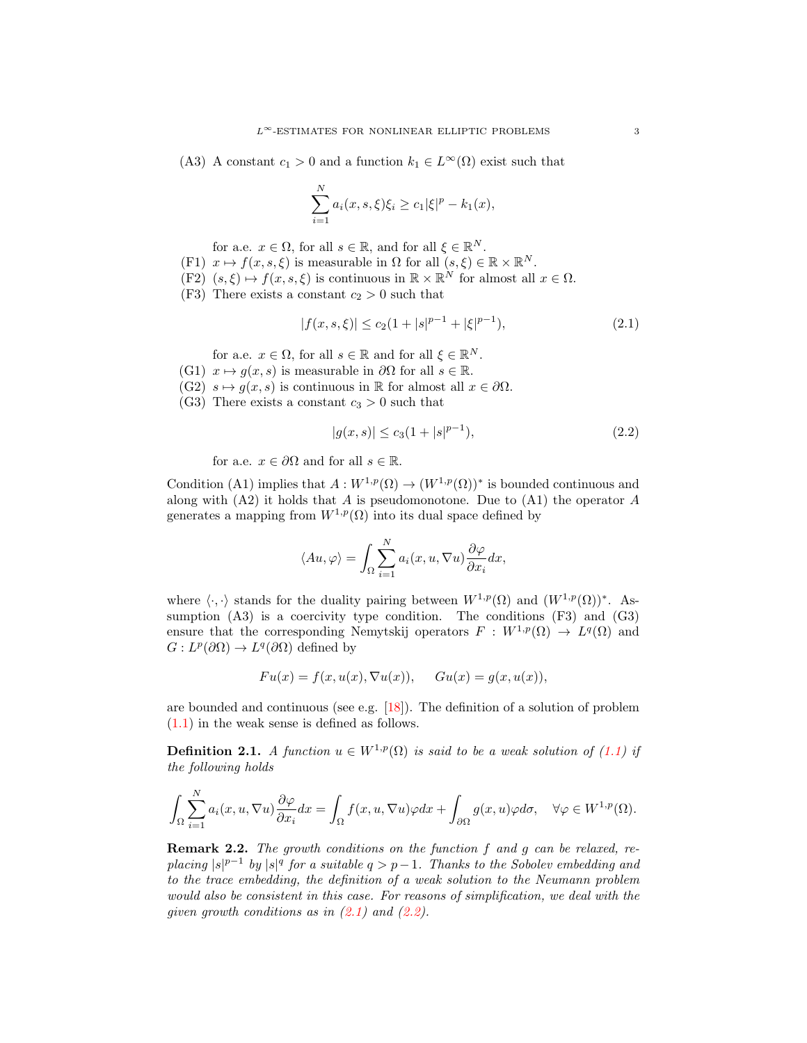(A3) A constant $c_1 > 0$ and a function $k_1 \in L^\infty(\Omega)$ exist such that

$$\sum_{i=1}^{N} a_i(x, s, \xi)\xi_i \geq c_1|\xi|^p - k_1(x),$$

for a.e. $x \in \Omega$, for all $s \in \mathbb{R}$, and for all $\xi \in \mathbb{R}^N$.

(F1) $x \mapsto f(x, s, \xi)$ is measurable in $\Omega$ for all $(s, \xi) \in \mathbb{R} \times \mathbb{R}^N$.

(F2) $(s, \xi) \mapsto f(x, s, \xi)$ is continuous in $\mathbb{R} \times \mathbb{R}^N$ for almost all $x \in \Omega$.

(F3) There exists a constant $c_2 > 0$ such that

$$|f(x, s, \xi)| \leq c_2(1 + |s|^{p-1} + |\xi|^{p-1}), \tag{2.1}$$

for a.e. $x \in \Omega$, for all $s \in \mathbb{R}$ and for all $\xi \in \mathbb{R}^N$.

(G1) $x \mapsto g(x, s)$ is measurable in $\partial\Omega$ for $s \in \mathbb{R}$.

(G2) $s \mapsto g(x, s)$ is continuous in $\mathbb{R}$ for almost all $x \in \partial\Omega$.

(G3) There exists a constant $c_3 > 0$ such that

$$|g(x, s)| \leq c_3(1 + |s|^{p-1}), \tag{2.2}$$

for a.e. $x \in \partial\Omega$ and for all $s \in \mathbb{R}$.

Condition (A1) implies that $A : W^{1,p}(\Omega) \to (W^{1,p}(\Omega))^*$ is bounded continuous and along with (A2) it holds that $A$ is pseudomonotone. Due to (A1) the operator $A$ generates a mapping from $W^{1,p}(\Omega)$ into its dual space defined by

$$\langle Au, \varphi \rangle = \int_\Omega \sum_{i=1}^{N} a_i(x, u, \nabla u)\frac{\partial \varphi}{\partial x_i} dx,$$

where $\langle \cdot, \cdot \rangle$ stands for the duality pairing between $W^{1,p}(\Omega)$ and $(W^{1,p}(\Omega))^*$. Assumption (A3) is a coercivity type condition. The conditions (F3) and (G3) ensure that the corresponding Nemytskij operators $F : W^{1,p}(\Omega) \to L^q(\Omega)$ and $G : L^p(\partial\Omega) \to L^q(\partial\Omega)$ defined by

$$Fu(x) = f(x, u(x), \nabla u(x)), \qquad Gu(x) = g(x, u(x)),$$

are bounded and continuous (see e.g. [18]). The definition of a solution of problem (1.1) in the weak sense is defined as follows.

**Definition 2.1.** *A function $u \in W^{1,p}(\Omega)$ is said to be a weak solution of (1.1) if the following holds*

$$\int_\Omega \sum_{i=1}^{N} a_i(x, u, \nabla u)\frac{\partial \varphi}{\partial x_i} dx = \int_\Omega f(x, u, \nabla u)\varphi dx + \int_{\partial\Omega} g(x, u)\varphi d\sigma, \quad \forall \varphi \in W^{1,p}(\Omega).$$

**Remark 2.2.** *The growth conditions on the function $f$ and $g$ can be relaxed, replacing $|s|^{p-1}$ by $|s|^q$ for a suitable $q > p-1$. Thanks to the Sobolev embedding and to the trace embedding, the definition of a weak solution to the Neumann problem would also be consistent in this case. For reasons of simplification, we deal with the given growth conditions as in (2.1) and (2.2).*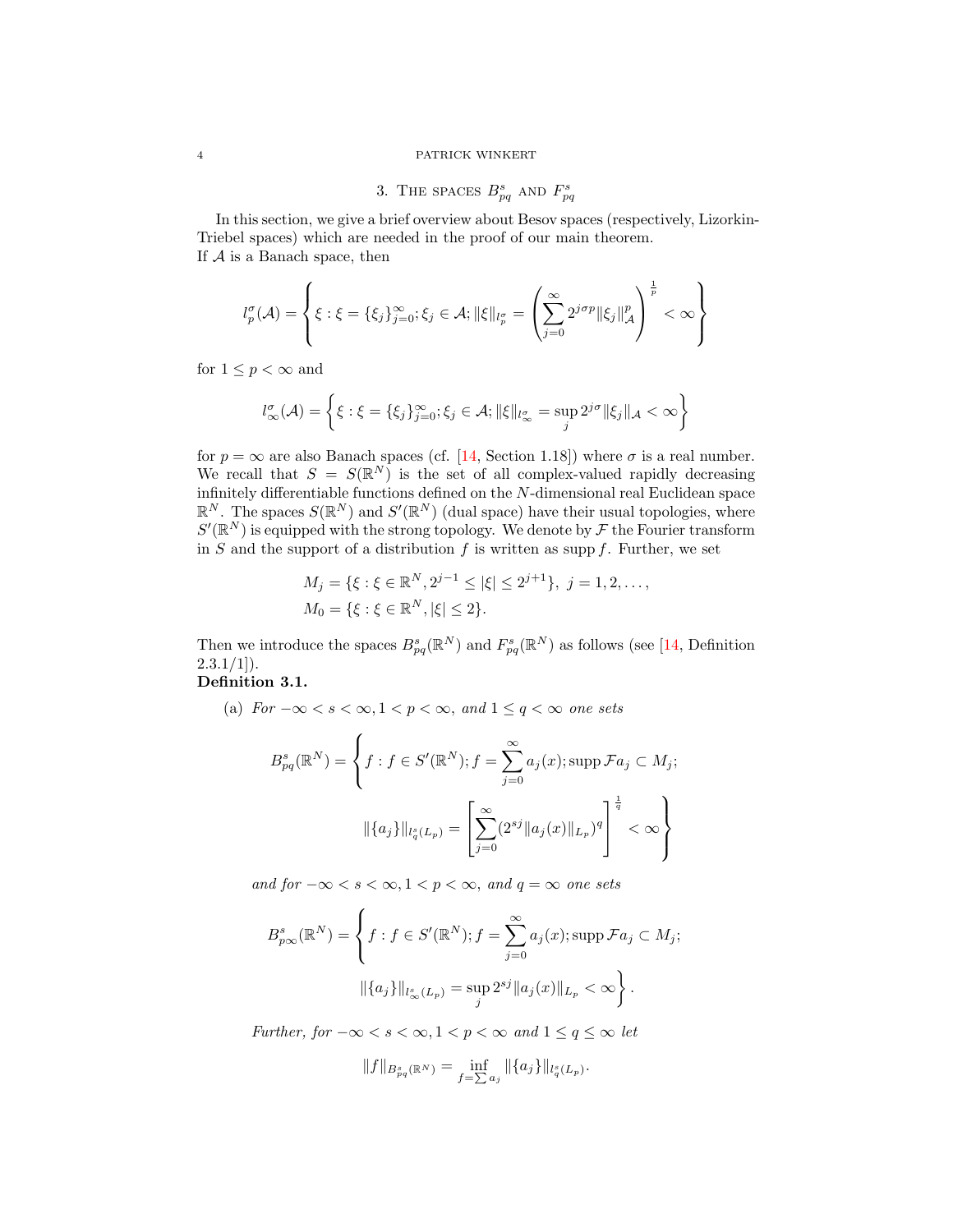## 3. The spaces $B^s_{pq}$ and $F^s_{pq}$

In this section, we give a brief overview about Besov spaces (respectively, Lizorkin-Triebel spaces) which are needed in the proof of our main theorem.
If $\mathcal{A}$ is a Banach space, then

$$l^\sigma_p(\mathcal{A}) = \left\{ \xi : \xi = \{\xi_j\}_{j=0}^\infty ; \xi_j \in \mathcal{A}; \|\xi\|_{l^\sigma_p} = \left( \sum_{j=0}^\infty 2^{j\sigma p} \|\xi_j\|^p_{\mathcal{A}} \right)^{\frac{1}{p}} < \infty \right\}$$

for $1 \leq p < \infty$ and

$$l^\sigma_\infty(\mathcal{A}) = \left\{ \xi : \xi = \{\xi_j\}_{j=0}^\infty ; \xi_j \in \mathcal{A}; \|\xi\|_{l^\sigma_\infty} = \sup_j 2^{j\sigma} \|\xi_j\|_{\mathcal{A}} < \infty \right\}$$

for $p = \infty$ are also Banach spaces (cf. [14, Section 1.18]) where $\sigma$ is a real number. We recall that $S = S(\mathbb{R}^N)$ is the set of all complex-valued rapidly decreasing infinitely differentiable functions defined on the $N$-dimensional real Euclidean space $\mathbb{R}^N$. The spaces $S(\mathbb{R}^N)$ and $S'(\mathbb{R}^N)$ (dual space) have their usual topologies, where $S'(\mathbb{R}^N)$ is equipped with the strong topology. We denote by $\mathcal{F}$ the Fourier transform in $S$ and the support of a distribution $f$ is written as $\operatorname{supp} f$. Further, we set

$$M_j = \{\xi : \xi \in \mathbb{R}^N, 2^{j-1} \leq |\xi| \leq 2^{j+1}\}, \ j = 1, 2, \ldots,$$
$$M_0 = \{\xi : \xi \in \mathbb{R}^N, |\xi| \leq 2\}.$$

Then we introduce the spaces $B^s_{pq}(\mathbb{R}^N)$ and $F^s_{pq}(\mathbb{R}^N)$ as follows (see [14, Definition 2.3.1/1]).

**Definition 3.1.**

(a) *For $-\infty < s < \infty, 1 < p < \infty$, and $1 \leq q < \infty$ one sets*

$$B^s_{pq}(\mathbb{R}^N) = \left\{ f : f \in S'(\mathbb{R}^N); f = \sum_{j=0}^\infty a_j(x); \operatorname{supp} \mathcal{F} a_j \subset M_j; \right.$$
$$\left. \|\{a_j\}\|_{l^s_q(L_p)} = \left[ \sum_{j=0}^\infty (2^{sj} \|a_j(x)\|_{L_p})^q \right]^{\frac{1}{q}} < \infty \right\}$$

*and for $-\infty < s < \infty, 1 < p < \infty$, and $q = \infty$ one sets*

$$B^s_{p\infty}(\mathbb{R}^N) = \left\{ f : f \in S'(\mathbb{R}^N); f = \sum_{j=0}^\infty a_j(x); \operatorname{supp} \mathcal{F} a_j \subset M_j; \right.$$
$$\left. \|\{a_j\}\|_{l^s_\infty(L_p)} = \sup_j 2^{sj} \|a_j(x)\|_{L_p} < \infty \right\}.$$

*Further, for $-\infty < s < \infty, 1 < p < \infty$ and $1 \leq q \leq \infty$ let*

$$\|f\|_{B^s_{pq}(\mathbb{R}^N)} = \inf_{f = \sum a_j} \|\{a_j\}\|_{l^s_q(L_p)}.$$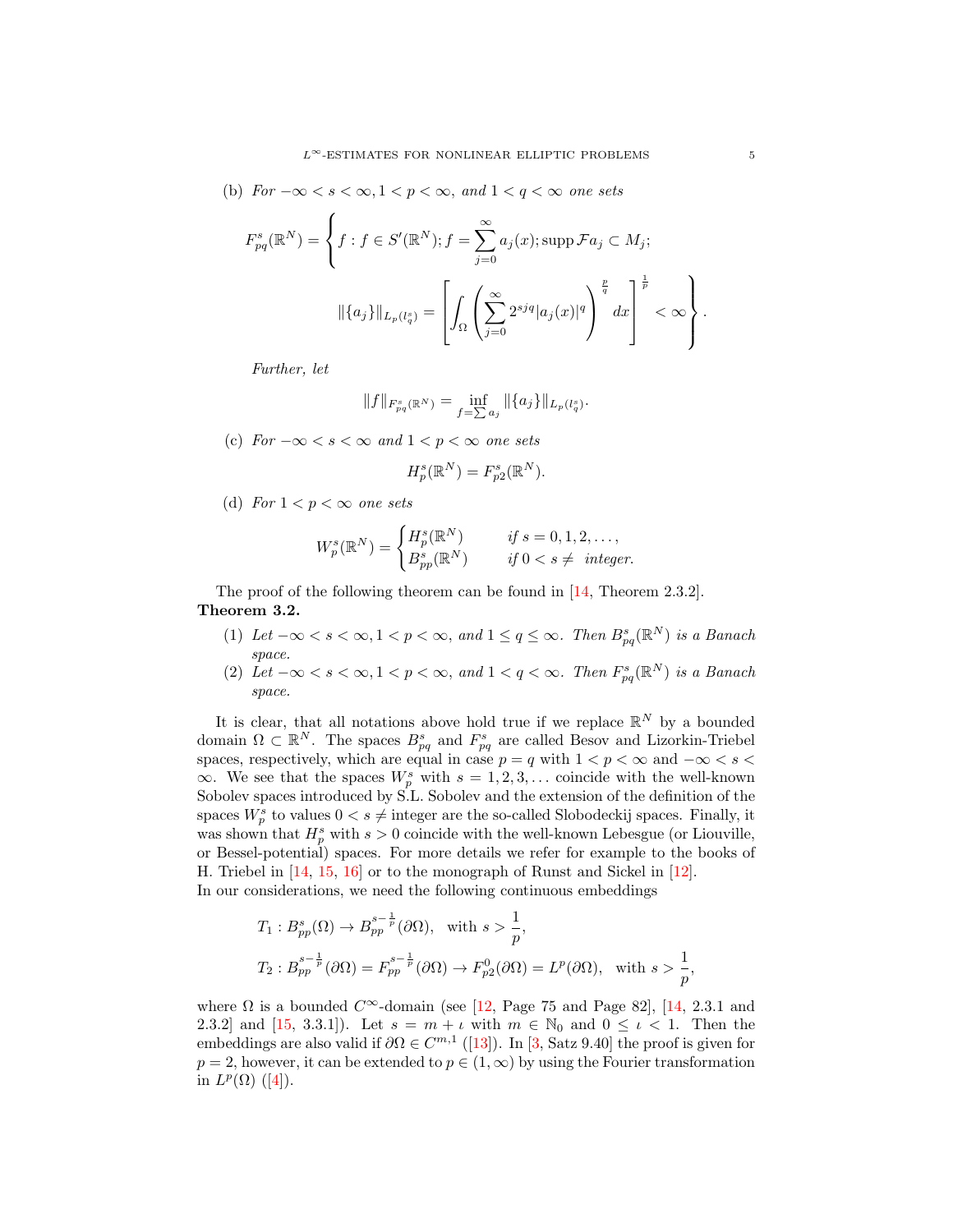(b) *For* $-\infty < s < \infty, 1 < p < \infty,$ *and* $1 < q < \infty$ *one sets*

$$F^s_{pq}(\mathbb{R}^N) = \left\{ f : f \in S'(\mathbb{R}^N); f = \sum_{j=0}^{\infty} a_j(x); \operatorname{supp} \mathcal{F}a_j \subset M_j; \right.$$

$$\left. \|\{a_j\}\|_{L_p(l^s_q)} = \left[ \int_\Omega \left( \sum_{j=0}^{\infty} 2^{sjq} |a_j(x)|^q \right)^{\frac{p}{q}} dx \right]^{\frac{1}{p}} < \infty \right\}.$$

*Further, let*

$$\|f\|_{F^s_{pq}(\mathbb{R}^N)} = \inf_{f = \sum a_j} \|\{a_j\}\|_{L_p(l^s_q)}.$$

(c) *For* $-\infty < s < \infty$ *and* $1 < p < \infty$ *one sets*

$$H^s_p(\mathbb{R}^N) = F^s_{p2}(\mathbb{R}^N).$$

(d) *For* $1 < p < \infty$ *one sets*

$$W^s_p(\mathbb{R}^N) = \begin{cases} H^s_p(\mathbb{R}^N) & \text{if } s = 0, 1, 2, \ldots, \\ B^s_{pp}(\mathbb{R}^N) & \text{if } 0 < s \neq \text{ integer.} \end{cases}$$

The proof of the following theorem can be found in [14, Theorem 2.3.2].

**Theorem 3.2.**

1. *Let* $-\infty < s < \infty, 1 < p < \infty,$ *and* $1 \leq q \leq \infty$. *Then* $B^s_{pq}(\mathbb{R}^N)$ *is a Banach space.*
2. *Let* $-\infty < s < \infty, 1 < p < \infty,$ *and* $1 < q < \infty$. *Then* $F^s_{pq}(\mathbb{R}^N)$ *is a Banach space.*

It is clear, that all notations above hold true if we replace $\mathbb{R}^N$ by a bounded domain $\Omega \subset \mathbb{R}^N$. The spaces $B^s_{pq}$ and $F^s_{pq}$ are called Besov and Lizorkin-Triebel spaces, respectively, which are equal in case $p = q$ with $1 < p < \infty$ and $-\infty < s < \infty$. We see that the spaces $W^s_p$ with $s = 1, 2, 3, \ldots$ coincide with the well-known Sobolev spaces introduced by S.L. Sobolev and the extension of the definition of the spaces $W^s_p$ to values $0 < s \neq$ integer are the so-called Slobodeckij spaces. Finally, it was shown that $H^s_p$ with $s > 0$ coincide with the well-known Lebesgue (or Liouville, or Bessel-potential) spaces. For more details we refer for example to the books of H. Triebel in [14, 15, 16] or to the monograph of Runst and Sickel in [12].
In our considerations, we need the following continuous embeddings

$$T_1 : B^s_{pp}(\Omega) \to B^{s-\frac{1}{p}}_{pp}(\partial\Omega), \quad \text{with } s > \frac{1}{p},$$

$$T_2 : B^{s-\frac{1}{p}}_{pp}(\partial\Omega) = F^{s-\frac{1}{p}}_{pp}(\partial\Omega) \to F^0_{p2}(\partial\Omega) = L^p(\partial\Omega), \quad \text{with } s > \frac{1}{p},$$

where $\Omega$ is a bounded $C^\infty$-domain (see [12, Page 75 and Page 82], [14, 2.3.1 and 2.3.2] and [15, 3.3.1]). Let $s = m + \iota$ with $m \in \mathbb{N}_0$ and $0 \leq \iota < 1$. Then the embeddings are also valid if $\partial\Omega \in C^{m,1}$ ([13]). In [3, Satz 9.40] the proof is given for $p = 2$, however, it can be extended to $p \in (1, \infty)$ by using the Fourier transformation in $L^p(\Omega)$ ([4]).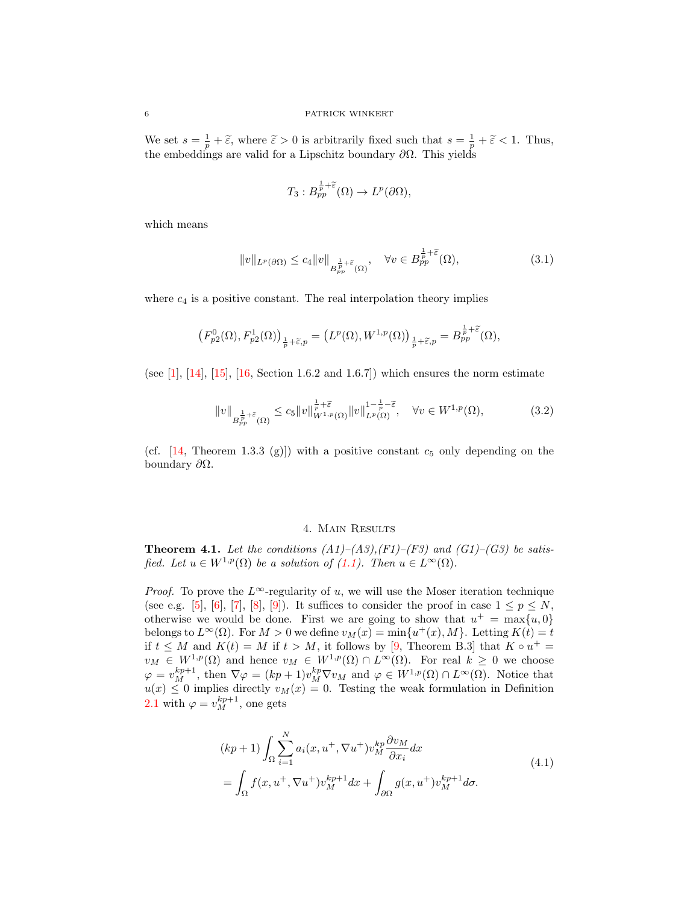We set $s = \frac{1}{p} + \widetilde{\varepsilon}$, where $\widetilde{\varepsilon} > 0$ is arbitrarily fixed such that $s = \frac{1}{p} + \widetilde{\varepsilon} < 1$. Thus, the embeddings are valid for a Lipschitz boundary $\partial\Omega$. This yields

$$T_3 : B_{pp}^{\frac{1}{p}+\widetilde{\varepsilon}}(\Omega) \to L^p(\partial\Omega),$$

which means

$$\|v\|_{L^p(\partial\Omega)} \leq c_4 \|v\|_{B_{pp}^{\frac{1}{p}+\widetilde{\varepsilon}}(\Omega)}, \quad \forall v \in B_{pp}^{\frac{1}{p}+\widetilde{\varepsilon}}(\Omega), \tag{3.1}$$

where $c_4$ is a positive constant. The real interpolation theory implies

$$\left(F_{p2}^0(\Omega), F_{p2}^1(\Omega)\right)_{\frac{1}{p}+\widetilde{\varepsilon},p} = \left(L^p(\Omega), W^{1,p}(\Omega)\right)_{\frac{1}{p}+\widetilde{\varepsilon},p} = B_{pp}^{\frac{1}{p}+\widetilde{\varepsilon}}(\Omega),$$

(see [1], [14], [15], [16, Section 1.6.2 and 1.6.7]) which ensures the norm estimate

$$\|v\|_{B_{pp}^{\frac{1}{p}+\widetilde{\varepsilon}}(\Omega)} \leq c_5 \|v\|_{W^{1,p}(\Omega)}^{\frac{1}{p}+\widetilde{\varepsilon}} \|v\|_{L^p(\Omega)}^{1-\frac{1}{p}-\widetilde{\varepsilon}}, \quad \forall v \in W^{1,p}(\Omega), \tag{3.2}$$

(cf. [14, Theorem 1.3.3 (g)]) with a positive constant $c_5$ only depending on the boundary $\partial\Omega$.

## 4. Main Results

**Theorem 4.1.** *Let the conditions (A1)–(A3),(F1)–(F3) and (G1)–(G3) be satisfied. Let $u \in W^{1,p}(\Omega)$ be a solution of (1.1). Then $u \in L^\infty(\Omega)$.*

*Proof.* To prove the $L^\infty$-regularity of $u$, we will use the Moser iteration technique (see e.g. [5], [6], [7], [8], [9]). It suffices to consider the proof in case $1 \leq p \leq N$, otherwise we would be done. First we are going to show that $u^+ = \max\{u, 0\}$ belongs to $L^\infty(\Omega)$. For $M > 0$ we define $v_M(x) = \min\{u^+(x), M\}$. Letting $K(t) = t$ if $t \leq M$ and $K(t) = M$ if $t > M$, it follows by [9, Theorem B.3] that $K \circ u^+ = v_M \in W^{1,p}(\Omega)$ and hence $v_M \in W^{1,p}(\Omega) \cap L^\infty(\Omega)$. For real $k \geq 0$ we choose $\varphi = v_M^{kp+1}$, then $\nabla\varphi = (kp+1)v_M^{kp}\nabla v_M$ and $\varphi \in W^{1,p}(\Omega) \cap L^\infty(\Omega)$. Notice that $u(x) \leq 0$ implies directly $v_M(x) = 0$. Testing the weak formulation in Definition 2.1 with $\varphi = v_M^{kp+1}$, one gets

$$\begin{aligned}
&(kp+1)\int_\Omega \sum_{i=1}^N a_i(x, u^+, \nabla u^+) v_M^{kp} \frac{\partial v_M}{\partial x_i} dx \\
&= \int_\Omega f(x, u^+, \nabla u^+) v_M^{kp+1} dx + \int_{\partial\Omega} g(x, u^+) v_M^{kp+1} d\sigma.
\end{aligned} \tag{4.1}$$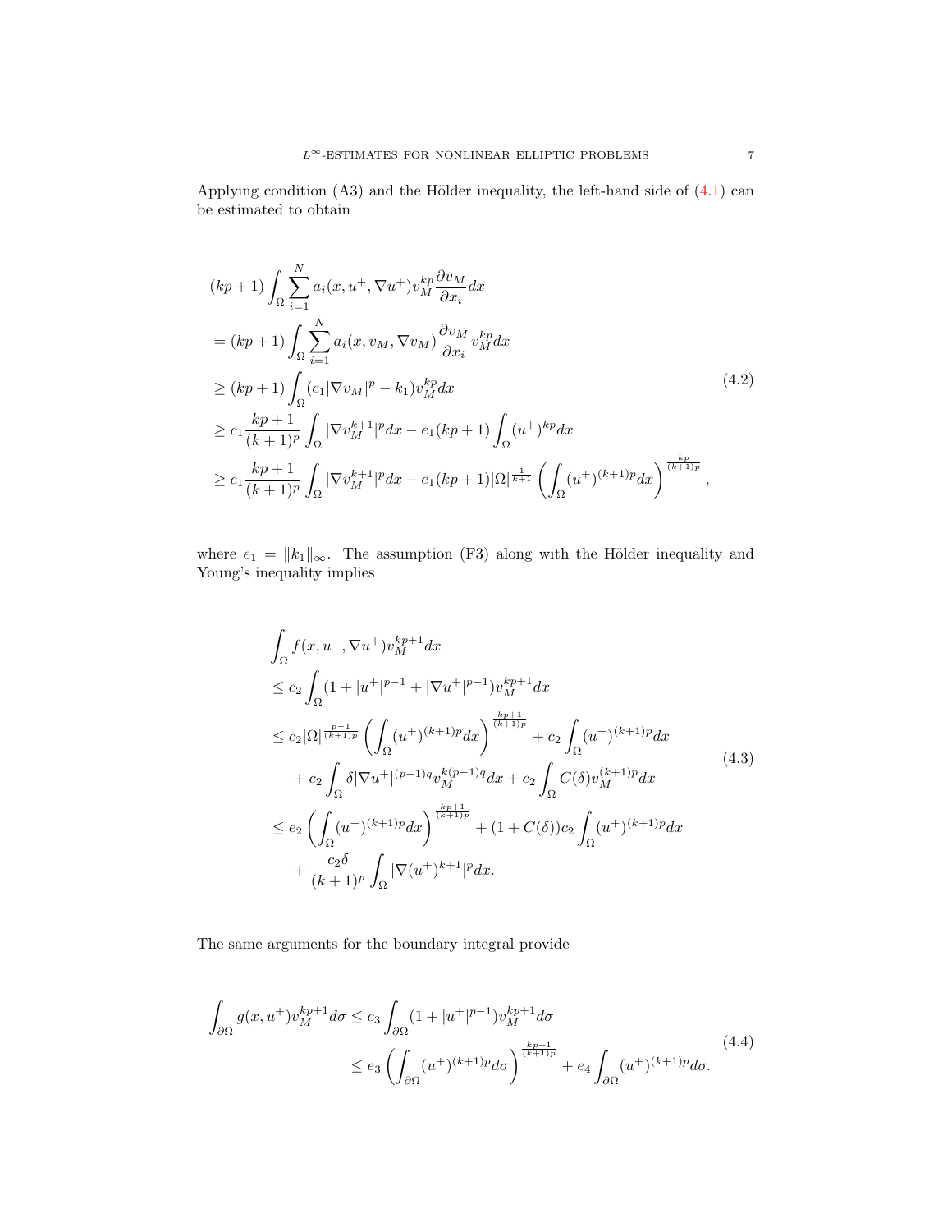Applying condition (A3) and the Hölder inequality, the left-hand side of (4.1) can be estimated to obtain

$$
\begin{aligned}
&(kp+1)\int_\Omega \sum_{i=1}^N a_i(x,u^+,\nabla u^+) v_M^{kp}\frac{\partial v_M}{\partial x_i}dx \\
&= (kp+1)\int_\Omega \sum_{i=1}^N a_i(x,v_M,\nabla v_M)\frac{\partial v_M}{\partial x_i} v_M^{kp}dx \\
&\geq (kp+1)\int_\Omega (c_1|\nabla v_M|^p - k_1)v_M^{kp}dx \\
&\geq c_1\frac{kp+1}{(k+1)^p}\int_\Omega |\nabla v_M^{k+1}|^p dx - e_1(kp+1)\int_\Omega (u^+)^{kp}dx \\
&\geq c_1\frac{kp+1}{(k+1)^p}\int_\Omega |\nabla v_M^{k+1}|^p dx - e_1(kp+1)|\Omega|^{\frac{1}{k+1}}\left(\int_\Omega (u^+)^{(k+1)p}dx\right)^{\frac{kp}{(k+1)p}},
\end{aligned}
\tag{4.2}
$$

where $e_1 = \|k_1\|_\infty$. The assumption (F3) along with the Hölder inequality and Young's inequality implies

$$
\begin{aligned}
&\int_\Omega f(x,u^+,\nabla u^+)v_M^{kp+1}dx \\
&\leq c_2\int_\Omega (1+|u^+|^{p-1}+|\nabla u^+|^{p-1})v_M^{kp+1}dx \\
&\leq c_2|\Omega|^{\frac{p-1}{(k+1)p}}\left(\int_\Omega (u^+)^{(k+1)p}dx\right)^{\frac{kp+1}{(k+1)p}} + c_2\int_\Omega (u^+)^{(k+1)p}dx \\
&\quad + c_2\int_\Omega \delta|\nabla u^+|^{(p-1)q}v_M^{k(p-1)q}dx + c_2\int_\Omega C(\delta)v_M^{(k+1)p}dx \\
&\leq e_2\left(\int_\Omega (u^+)^{(k+1)p}dx\right)^{\frac{kp+1}{(k+1)p}} + (1+C(\delta))c_2\int_\Omega (u^+)^{(k+1)p}dx \\
&\quad + \frac{c_2\delta}{(k+1)^p}\int_\Omega |\nabla (u^+)^{k+1}|^p dx.
\end{aligned}
\tag{4.3}
$$

The same arguments for the boundary integral provide

$$
\begin{aligned}
\int_{\partial\Omega} g(x,u^+)v_M^{kp+1}d\sigma &\leq c_3\int_{\partial\Omega}(1+|u^+|^{p-1})v_M^{kp+1}d\sigma \\
&\leq e_3\left(\int_{\partial\Omega}(u^+)^{(k+1)p}d\sigma\right)^{\frac{kp+1}{(k+1)p}} + e_4\int_{\partial\Omega}(u^+)^{(k+1)p}d\sigma.
\end{aligned}
\tag{4.4}
$$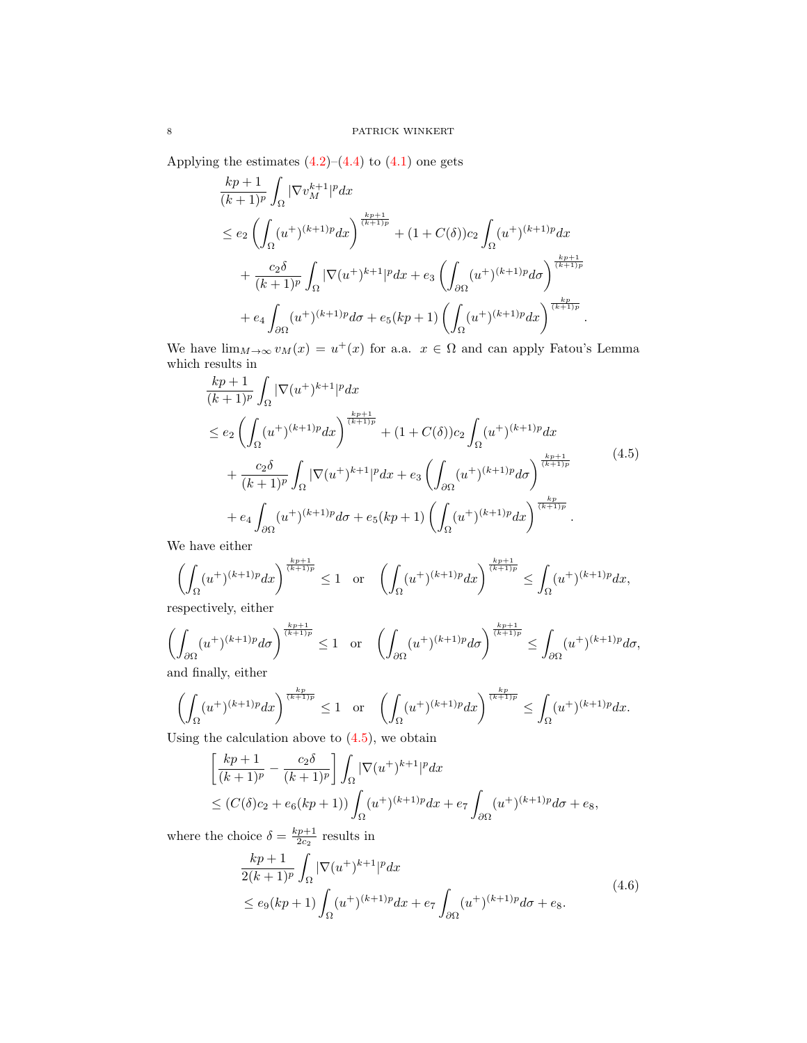Applying the estimates (4.2)–(4.4) to (4.1) one gets

$$
\begin{aligned}
&\frac{kp+1}{(k+1)^p}\int_\Omega |\nabla v_M^{k+1}|^p dx\\
&\leq e_2\left(\int_\Omega (u^+)^{(k+1)p}dx\right)^{\frac{kp+1}{(k+1)p}} + (1+C(\delta))c_2\int_\Omega (u^+)^{(k+1)p}dx\\
&\quad + \frac{c_2\delta}{(k+1)^p}\int_\Omega |\nabla (u^+)^{k+1}|^p dx + e_3\left(\int_{\partial\Omega}(u^+)^{(k+1)p}d\sigma\right)^{\frac{kp+1}{(k+1)p}}\\
&\quad + e_4\int_{\partial\Omega}(u^+)^{(k+1)p}d\sigma + e_5(kp+1)\left(\int_\Omega (u^+)^{(k+1)p}dx\right)^{\frac{kp}{(k+1)p}}.
\end{aligned}
$$

We have $\lim_{M\to\infty} v_M(x) = u^+(x)$ for a.a. $x\in\Omega$ and can apply Fatou's Lemma which results in

$$
\begin{aligned}
&\frac{kp+1}{(k+1)^p}\int_\Omega |\nabla (u^+)^{k+1}|^p dx\\
&\leq e_2\left(\int_\Omega (u^+)^{(k+1)p}dx\right)^{\frac{kp+1}{(k+1)p}} + (1+C(\delta))c_2\int_\Omega (u^+)^{(k+1)p}dx\\
&\quad + \frac{c_2\delta}{(k+1)^p}\int_\Omega |\nabla (u^+)^{k+1}|^p dx + e_3\left(\int_{\partial\Omega}(u^+)^{(k+1)p}d\sigma\right)^{\frac{kp+1}{(k+1)p}}\\
&\quad + e_4\int_{\partial\Omega}(u^+)^{(k+1)p}d\sigma + e_5(kp+1)\left(\int_\Omega (u^+)^{(k+1)p}dx\right)^{\frac{kp}{(k+1)p}}.
\end{aligned}
\tag{4.5}
$$

We have either

$$
\left(\int_\Omega (u^+)^{(k+1)p}dx\right)^{\frac{kp+1}{(k+1)p}} \leq 1 \quad \text{or} \quad \left(\int_\Omega (u^+)^{(k+1)p}dx\right)^{\frac{kp+1}{(k+1)p}} \leq \int_\Omega (u^+)^{(k+1)p}dx,
$$

respectively, either

$$
\left(\int_{\partial\Omega} (u^+)^{(k+1)p}d\sigma\right)^{\frac{kp+1}{(k+1)p}} \leq 1 \quad \text{or} \quad \left(\int_{\partial\Omega} (u^+)^{(k+1)p}d\sigma\right)^{\frac{kp+1}{(k+1)p}} \leq \int_{\partial\Omega} (u^+)^{(k+1)p}d\sigma,
$$

and finally, either

$$
\left(\int_\Omega (u^+)^{(k+1)p}dx\right)^{\frac{kp}{(k+1)p}} \leq 1 \quad \text{or} \quad \left(\int_\Omega (u^+)^{(k+1)p}dx\right)^{\frac{kp}{(k+1)p}} \leq \int_\Omega (u^+)^{(k+1)p}dx.
$$

Using the calculation above to (4.5), we obtain

$$
\begin{aligned}
&\left[\frac{kp+1}{(k+1)^p} - \frac{c_2\delta}{(k+1)^p}\right]\int_\Omega |\nabla (u^+)^{k+1}|^p dx\\
&\leq (C(\delta)c_2 + e_6(kp+1))\int_\Omega (u^+)^{(k+1)p}dx + e_7\int_{\partial\Omega}(u^+)^{(k+1)p}d\sigma + e_8,
\end{aligned}
$$

where the choice $\delta = \frac{kp+1}{2c_2}$ results in

$$
\begin{aligned}
&\frac{kp+1}{2(k+1)^p}\int_\Omega |\nabla (u^+)^{k+1}|^p dx\\
&\leq e_9(kp+1)\int_\Omega (u^+)^{(k+1)p}dx + e_7\int_{\partial\Omega}(u^+)^{(k+1)p}d\sigma + e_8.
\end{aligned}
\tag{4.6}
$$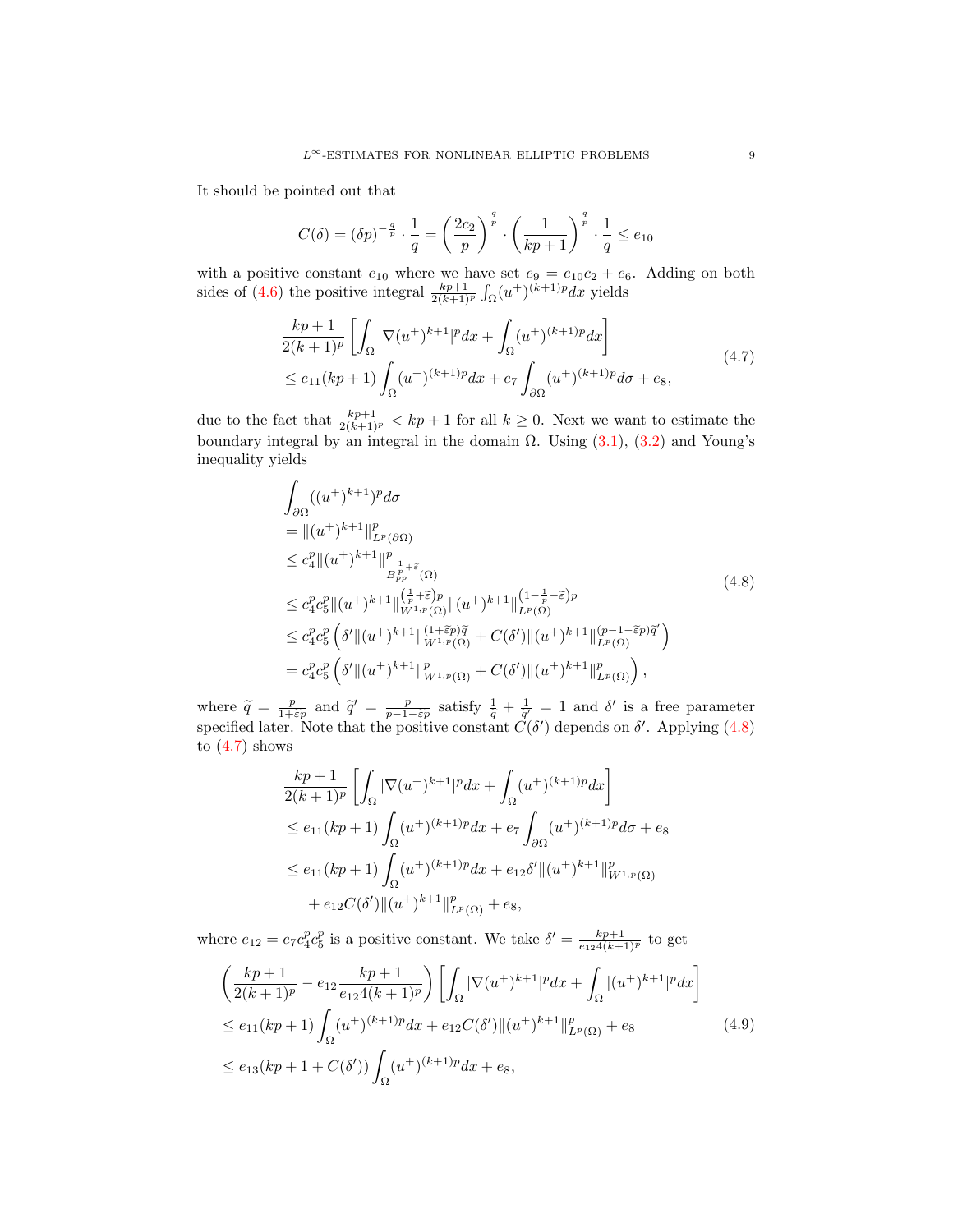It should be pointed out that

$$C(\delta) = (\delta p)^{-\frac{q}{p}} \cdot \frac{1}{q} = \left(\frac{2c_2}{p}\right)^{\frac{q}{p}} \cdot \left(\frac{1}{kp+1}\right)^{\frac{q}{p}} \cdot \frac{1}{q} \leq e_{10}$$

with a positive constant $e_{10}$ where we have set $e_9 = e_{10}c_2 + e_6$. Adding on both sides of (4.6) the positive integral $\frac{kp+1}{2(k+1)^p}\int_\Omega (u^+)^{(k+1)p}dx$ yields

$$\begin{aligned}
&\frac{kp+1}{2(k+1)^p}\left[\int_\Omega |\nabla (u^+)^{k+1}|^p dx + \int_\Omega (u^+)^{(k+1)p}dx\right] \\
&\leq e_{11}(kp+1)\int_\Omega (u^+)^{(k+1)p}dx + e_7\int_{\partial\Omega}(u^+)^{(k+1)p}d\sigma + e_8,
\end{aligned} \tag{4.7}$$

due to the fact that $\frac{kp+1}{2(k+1)^p} < kp+1$ for all $k \geq 0$. Next we want to estimate the boundary integral by an integral in the domain $\Omega$. Using (3.1), (3.2) and Young's inequality yields

$$\begin{aligned}
&\int_{\partial\Omega}((u^+)^{k+1})^p d\sigma \\
&= \|(u^+)^{k+1}\|^p_{L^p(\partial\Omega)} \\
&\leq c_4^p \|(u^+)^{k+1}\|^p_{B^{\frac{1}{p}+\tilde{\varepsilon}}_{pp}(\Omega)} \\
&\leq c_4^p c_5^p \|(u^+)^{k+1}\|^{\left(\frac{1}{p}+\tilde{\varepsilon}\right)p}_{W^{1,p}(\Omega)} \|(u^+)^{k+1}\|^{\left(1-\frac{1}{p}-\tilde{\varepsilon}\right)p}_{L^p(\Omega)} \\
&\leq c_4^p c_5^p \left(\delta' \|(u^+)^{k+1}\|^{(1+\tilde{\varepsilon}p)\tilde{q}}_{W^{1,p}(\Omega)} + C(\delta')\|(u^+)^{k+1}\|^{(p-1-\tilde{\varepsilon}p)\tilde{q}'}_{L^p(\Omega)}\right) \\
&= c_4^p c_5^p \left(\delta' \|(u^+)^{k+1}\|^p_{W^{1,p}(\Omega)} + C(\delta')\|(u^+)^{k+1}\|^p_{L^p(\Omega)}\right),
\end{aligned} \tag{4.8}$$

where $\tilde{q} = \frac{p}{1+\tilde{\varepsilon}p}$ and $\tilde{q}' = \frac{p}{p-1-\tilde{\varepsilon}p}$ satisfy $\frac{1}{\tilde{q}} + \frac{1}{\tilde{q}'} = 1$ and $\delta'$ is a free parameter specified later. Note that the positive constant $C(\delta')$ depends on $\delta'$. Applying (4.8) to (4.7) shows

$$\begin{aligned}
&\frac{kp+1}{2(k+1)^p}\left[\int_\Omega |\nabla (u^+)^{k+1}|^p dx + \int_\Omega (u^+)^{(k+1)p}dx\right] \\
&\leq e_{11}(kp+1)\int_\Omega (u^+)^{(k+1)p}dx + e_7\int_{\partial\Omega}(u^+)^{(k+1)p}d\sigma + e_8 \\
&\leq e_{11}(kp+1)\int_\Omega (u^+)^{(k+1)p}dx + e_{12}\delta'\|(u^+)^{k+1}\|^p_{W^{1,p}(\Omega)} \\
&\quad + e_{12}C(\delta')\|(u^+)^{k+1}\|^p_{L^p(\Omega)} + e_8,
\end{aligned}$$

where $e_{12} = e_7 c_4^p c_5^p$ is a positive constant. We take $\delta' = \frac{kp+1}{e_{12}4(k+1)^p}$ to get

$$\begin{aligned}
&\left(\frac{kp+1}{2(k+1)^p} - e_{12}\frac{kp+1}{e_{12}4(k+1)^p}\right)\left[\int_\Omega |\nabla (u^+)^{k+1}|^p dx + \int_\Omega |(u^+)^{k+1}|^p dx\right] \\
&\leq e_{11}(kp+1)\int_\Omega (u^+)^{(k+1)p}dx + e_{12}C(\delta')\|(u^+)^{k+1}\|^p_{L^p(\Omega)} + e_8 \\
&\leq e_{13}(kp+1+C(\delta'))\int_\Omega (u^+)^{(k+1)p}dx + e_8,
\end{aligned} \tag{4.9}$$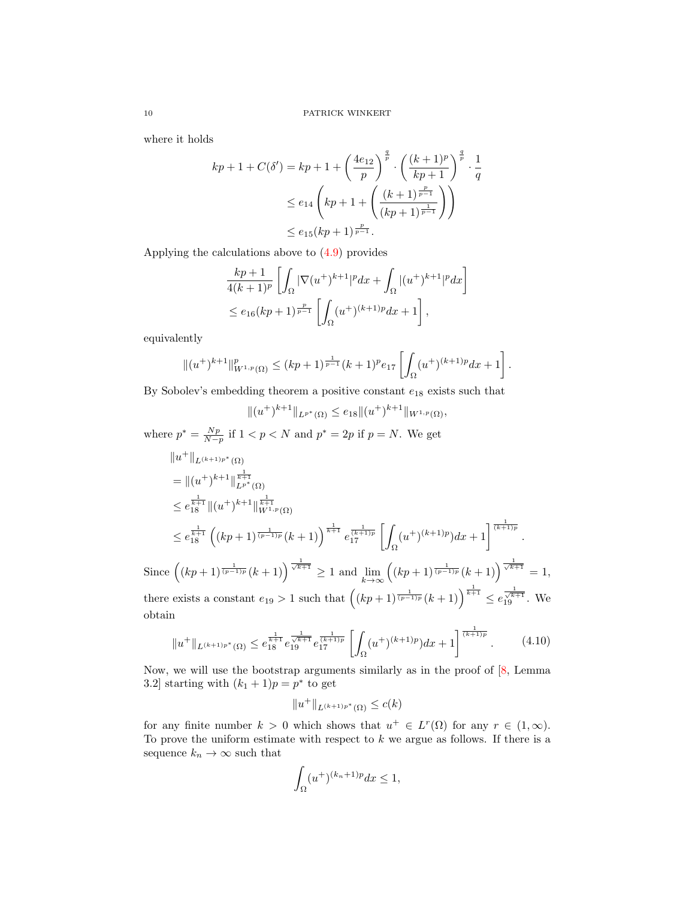where it holds

$$\begin{aligned}
kp+1+C(\delta') &= kp+1+\left(\frac{4e_{12}}{p}\right)^{\frac{q}{p}}\cdot\left(\frac{(k+1)^p}{kp+1}\right)^{\frac{q}{p}}\cdot\frac{1}{q}\\
&\le e_{14}\left(kp+1+\left(\frac{(k+1)^{\frac{p}{p-1}}}{(kp+1)^{\frac{1}{p-1}}}\right)\right)\\
&\le e_{15}(kp+1)^{\frac{p}{p-1}}.
\end{aligned}$$

Applying the calculations above to (4.9) provides

$$\begin{aligned}
&\frac{kp+1}{4(k+1)^p}\left[\int_\Omega |\nabla (u^+)^{k+1}|^p dx + \int_\Omega |(u^+)^{k+1}|^p dx\right]\\
&\le e_{16}(kp+1)^{\frac{p}{p-1}}\left[\int_\Omega (u^+)^{(k+1)p}dx+1\right],
\end{aligned}$$

equivalently

$$\|(u^+)^{k+1}\|^p_{W^{1,p}(\Omega)} \le (kp+1)^{\frac{1}{p-1}}(k+1)^p e_{17}\left[\int_\Omega (u^+)^{(k+1)p}dx+1\right].$$

By Sobolev's embedding theorem a positive constant $e_{18}$ exists such that

$$\|(u^+)^{k+1}\|_{L^{p^*}(\Omega)} \le e_{18}\|(u^+)^{k+1}\|_{W^{1,p}(\Omega)},$$

where $p^*=\frac{Np}{N-p}$ if $1<p<N$ and $p^*=2p$ if $p=N$. We get

$$\begin{aligned}
&\|u^+\|_{L^{(k+1)p^*}(\Omega)}\\
&= \|(u^+)^{k+1}\|^{\frac{1}{k+1}}_{L^{p^*}(\Omega)}\\
&\le e_{18}^{\frac{1}{k+1}}\|(u^+)^{k+1}\|^{\frac{1}{k+1}}_{W^{1,p}(\Omega)}\\
&\le e_{18}^{\frac{1}{k+1}}\left((kp+1)^{\frac{1}{(p-1)p}}(k+1)\right)^{\frac{1}{k+1}} e_{17}^{\frac{1}{(k+1)p}}\left[\int_\Omega (u^+)^{(k+1)p})dx+1\right]^{\frac{1}{(k+1)p}}.
\end{aligned}$$

Since $\left((kp+1)^{\frac{1}{(p-1)p}}(k+1)\right)^{\frac{1}{\sqrt{k+1}}}\ge 1$ and $\lim_{k\to\infty}\left((kp+1)^{\frac{1}{(p-1)p}}(k+1)\right)^{\frac{1}{\sqrt{k+1}}}=1$, there exists a constant $e_{19}>1$ such that $\left((kp+1)^{\frac{1}{(p-1)p}}(k+1)\right)^{\frac{1}{k+1}}\le e_{19}^{\frac{1}{\sqrt{k+1}}}$. We obtain

$$\|u^+\|_{L^{(k+1)p^*}(\Omega)} \le e_{18}^{\frac{1}{k+1}} e_{19}^{\frac{1}{\sqrt{k+1}}} e_{17}^{\frac{1}{(k+1)p}}\left[\int_\Omega (u^+)^{(k+1)p})dx+1\right]^{\frac{1}{(k+1)p}}. \tag{4.10}$$

Now, we will use the bootstrap arguments similarly as in the proof of [8, Lemma 3.2] starting with $(k_1+1)p=p^*$ to get

$$\|u^+\|_{L^{(k+1)p^*}(\Omega)}\le c(k)$$

for any finite number $k>0$ which shows that $u^+\in L^r(\Omega)$ for any $r\in(1,\infty)$. To prove the uniform estimate with respect to $k$ we argue as follows. If there is a sequence $k_n\to\infty$ such that

$$\int_\Omega (u^+)^{(k_n+1)p}dx\le 1,$$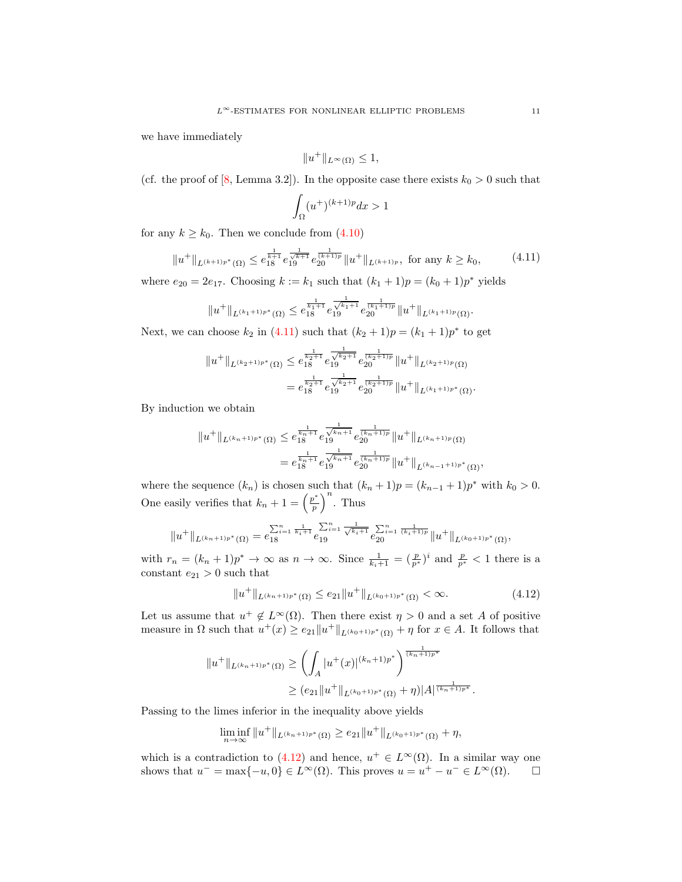we have immediately

$$\|u^+\|_{L^\infty(\Omega)} \leq 1,$$

(cf. the proof of [8, Lemma 3.2]). In the opposite case there exists $k_0 > 0$ such that

$$\int_\Omega (u^+)^{(k+1)p} dx > 1$$

for any $k \geq k_0$. Then we conclude from (4.10)

$$\|u^+\|_{L^{(k+1)p^*}(\Omega)} \leq e_{18}^{\frac{1}{k+1}} e_{19}^{\frac{1}{\sqrt{k+1}}} e_{20}^{\frac{1}{(k+1)p}} \|u^+\|_{L^{(k+1)p}}, \text{ for any } k \geq k_0, \tag{4.11}$$

where $e_{20} = 2e_{17}$. Choosing $k := k_1$ such that $(k_1 + 1)p = (k_0 + 1)p^*$ yields

$$\|u^+\|_{L^{(k_1+1)p^*}(\Omega)} \leq e_{18}^{\frac{1}{k_1+1}} e_{19}^{\frac{1}{\sqrt{k_1+1}}} e_{20}^{\frac{1}{(k_1+1)p}} \|u^+\|_{L^{(k_1+1)p}(\Omega)}.$$

Next, we can choose $k_2$ in (4.11) such that $(k_2 + 1)p = (k_1 + 1)p^*$ to get

$$\begin{aligned}
\|u^+\|_{L^{(k_2+1)p^*}(\Omega)} &\leq e_{18}^{\frac{1}{k_2+1}} e_{19}^{\frac{1}{\sqrt{k_2+1}}} e_{20}^{\frac{1}{(k_2+1)p}} \|u^+\|_{L^{(k_2+1)p}(\Omega)} \\
&= e_{18}^{\frac{1}{k_2+1}} e_{19}^{\frac{1}{\sqrt{k_2+1}}} e_{20}^{\frac{1}{(k_2+1)p}} \|u^+\|_{L^{(k_1+1)p^*}(\Omega)}.
\end{aligned}$$

By induction we obtain

$$\begin{aligned}
\|u^+\|_{L^{(k_n+1)p^*}(\Omega)} &\leq e_{18}^{\frac{1}{k_n+1}} e_{19}^{\frac{1}{\sqrt{k_n+1}}} e_{20}^{\frac{1}{(k_n+1)p}} \|u^+\|_{L^{(k_n+1)p}(\Omega)} \\
&= e_{18}^{\frac{1}{k_n+1}} e_{19}^{\frac{1}{\sqrt{k_n+1}}} e_{20}^{\frac{1}{(k_n+1)p}} \|u^+\|_{L^{(k_{n-1}+1)p^*}(\Omega)},
\end{aligned}$$

where the sequence $(k_n)$ is chosen such that $(k_n + 1)p = (k_{n-1} + 1)p^*$ with $k_0 > 0$. One easily verifies that $k_n + 1 = \left(\frac{p^*}{p}\right)^n$. Thus

$$\|u^+\|_{L^{(k_n+1)p^*}(\Omega)} = e_{18}^{\sum_{i=1}^n \frac{1}{k_i+1}} e_{19}^{\sum_{i=1}^n \frac{1}{\sqrt{k_i+1}}} e_{20}^{\sum_{i=1}^n \frac{1}{(k_i+1)p}} \|u^+\|_{L^{(k_0+1)p^*}(\Omega)},$$

with $r_n = (k_n + 1)p^* \to \infty$ as $n \to \infty$. Since $\frac{1}{k_i+1} = (\frac{p}{p^*})^i$ and $\frac{p}{p^*} < 1$ there is a constant $e_{21} > 0$ such that

$$\|u^+\|_{L^{(k_n+1)p^*}(\Omega)} \leq e_{21} \|u^+\|_{L^{(k_0+1)p^*}(\Omega)} < \infty. \tag{4.12}$$

Let us assume that $u^+ \notin L^\infty(\Omega)$. Then there exist $\eta > 0$ and a set $A$ of positive measure in $\Omega$ such that $u^+(x) \geq e_{21}\|u^+\|_{L^{(k_0+1)p^*}(\Omega)} + \eta$ for $x \in A$. It follows that

$$\begin{aligned}
\|u^+\|_{L^{(k_n+1)p^*}(\Omega)} &\geq \left( \int_A |u^+(x)|^{(k_n+1)p^*} \right)^{\frac{1}{(k_n+1)p^*}} \\
&\geq (e_{21}\|u^+\|_{L^{(k_0+1)p^*}(\Omega)} + \eta)|A|^{\frac{1}{(k_n+1)p^*}}.
\end{aligned}$$

Passing to the limes inferior in the inequality above yields

$$\liminf_{n\to\infty} \|u^+\|_{L^{(k_n+1)p^*}(\Omega)} \geq e_{21}\|u^+\|_{L^{(k_0+1)p^*}(\Omega)} + \eta,$$

which is a contradiction to (4.12) and hence, $u^+ \in L^\infty(\Omega)$. In a similar way one shows that $u^- = \max\{-u, 0\} \in L^\infty(\Omega)$. This proves $u = u^+ - u^- \in L^\infty(\Omega)$. □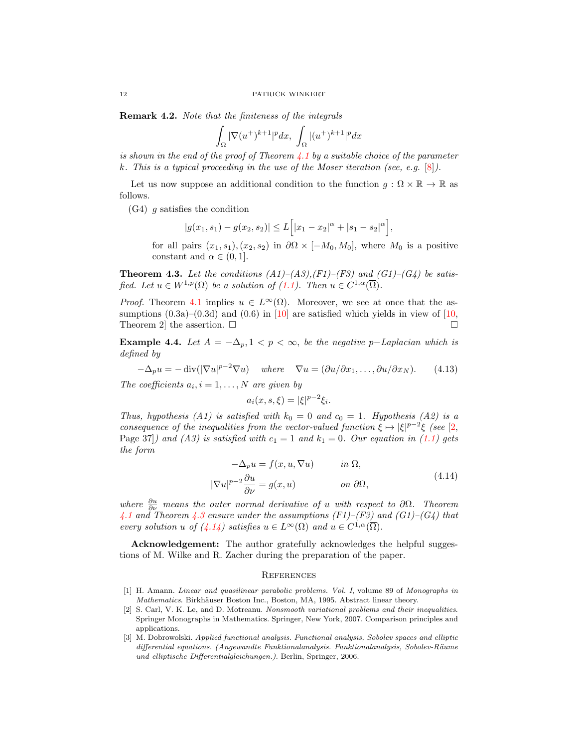**Remark 4.2.** *Note that the finiteness of the integrals*

$$\int_\Omega |\nabla (u^+)^{k+1}|^p dx, \int_\Omega |(u^+)^{k+1}|^p dx$$

*is shown in the end of the proof of Theorem 4.1 by a suitable choice of the parameter $k$. This is a typical proceeding in the use of the Moser iteration (see, e.g. [8]).*

Let us now suppose an additional condition to the function $g : \Omega \times \mathbb{R} \to \mathbb{R}$ as follows.

(G4) $g$ satisfies the condition

$$|g(x_1, s_1) - g(x_2, s_2)| \leq L\Big[|x_1 - x_2|^\alpha + |s_1 - s_2|^\alpha\Big],$$

for all pairs $(x_1, s_1), (x_2, s_2)$ in $\partial\Omega \times [-M_0, M_0]$, where $M_0$ is a positive constant and $\alpha \in (0, 1]$.

**Theorem 4.3.** *Let the conditions (A1)–(A3),(F1)–(F3) and (G1)–(G4) be satisfied. Let $u \in W^{1,p}(\Omega)$ be a solution of (1.1). Then $u \in C^{1,\alpha}(\overline{\Omega})$.*

*Proof.* Theorem 4.1 implies $u \in L^\infty(\Omega)$. Moreover, we see at once that the assumptions (0.3a)–(0.3d) and (0.6) in [10] are satisfied which yields in view of [10, Theorem 2] the assertion. □ □

**Example 4.4.** *Let $A = -\Delta_p, 1 < p < \infty$, be the negative $p-$Laplacian which is defined by*

$$-\Delta_p u = -\operatorname{div}(|\nabla u|^{p-2} \nabla u) \quad \text{where} \quad \nabla u = (\partial u/\partial x_1, \ldots, \partial u/\partial x_N). \tag{4.13}$$

*The coefficients $a_i, i = 1, \ldots, N$ are given by*

$$a_i(x, s, \xi) = |\xi|^{p-2}\xi_i.$$

*Thus, hypothesis (A1) is satisfied with $k_0 = 0$ and $c_0 = 1$. Hypothesis (A2) is a consequence of the inequalities from the vector-valued function $\xi \mapsto |\xi|^{p-2}\xi$ (see [2, Page 37]) and (A3) is satisfied with $c_1 = 1$ and $k_1 = 0$. Our equation in (1.1) gets the form*

$$\begin{aligned} -\Delta_p u &= f(x, u, \nabla u) \qquad && \text{in } \Omega, \\ |\nabla u|^{p-2} \frac{\partial u}{\partial \nu} &= g(x, u) && \text{on } \partial\Omega, \end{aligned} \tag{4.14}$$

*where $\frac{\partial u}{\partial \nu}$ means the outer normal derivative of $u$ with respect to $\partial\Omega$. Theorem 4.1 and Theorem 4.3 ensure under the assumptions (F1)–(F3) and (G1)–(G4) that every solution $u$ of (4.14) satisfies $u \in L^\infty(\Omega)$ and $u \in C^{1,\alpha}(\overline{\Omega})$.*

**Acknowledgement:** The author gratefully acknowledges the helpful suggestions of M. Wilke and R. Zacher during the preparation of the paper.

## References

[1] H. Amann. *Linear and quasilinear parabolic problems. Vol. I*, volume 89 of *Monographs in Mathematics*. Birkhäuser Boston Inc., Boston, MA, 1995. Abstract linear theory.

[2] S. Carl, V. K. Le, and D. Motreanu. *Nonsmooth variational problems and their inequalities*. Springer Monographs in Mathematics. Springer, New York, 2007. Comparison principles and applications.

[3] M. Dobrowolski. *Applied functional analysis. Functional analysis, Sobolev spaces and elliptic differential equations. (Angewandte Funktionalanalysis. Funktionalanalysis, Sobolev-Räume und elliptische Differentialgleichungen.)*. Berlin, Springer, 2006.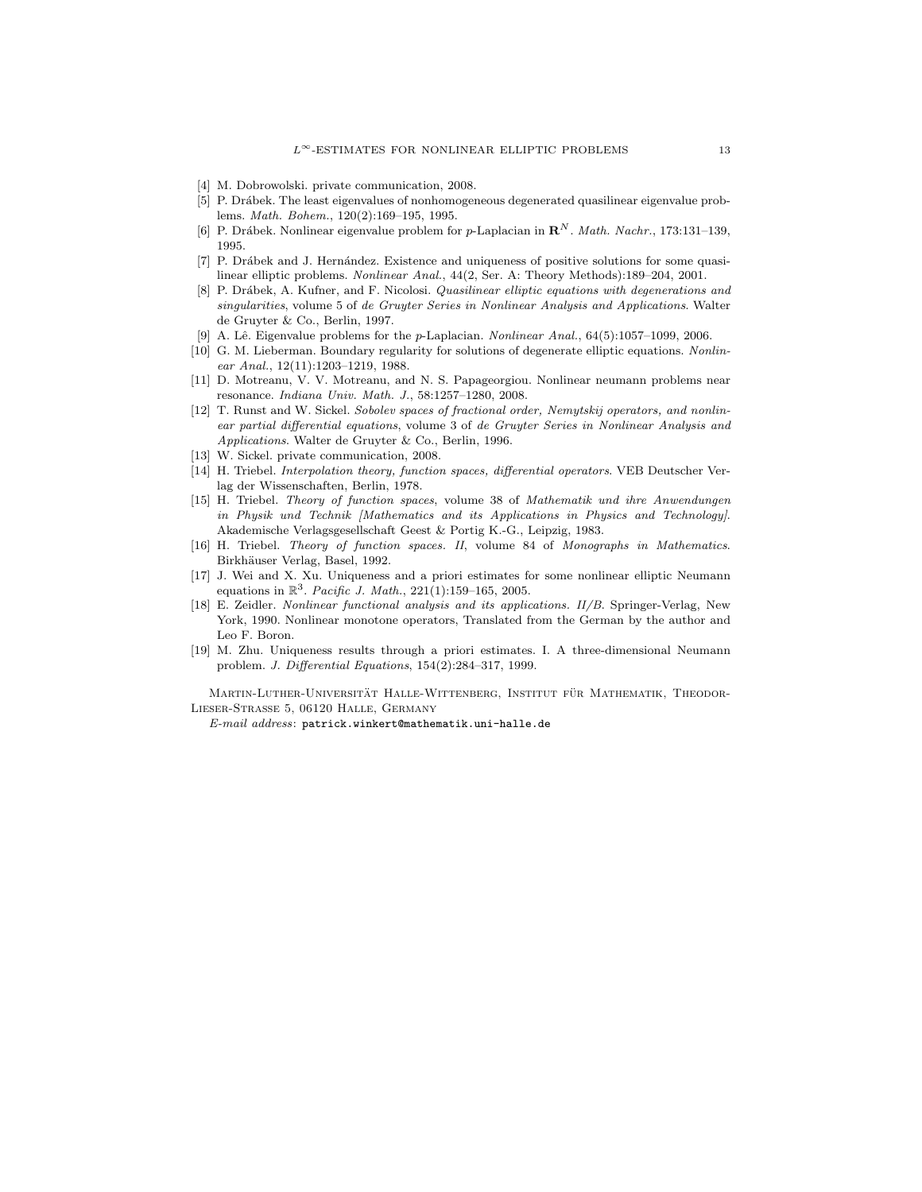[4] M. Dobrowolski. private communication, 2008.

[5] P. Drábek. The least eigenvalues of nonhomogeneous degenerated quasilinear eigenvalue problems. *Math. Bohem.*, 120(2):169–195, 1995.

[6] P. Drábek. Nonlinear eigenvalue problem for $p$-Laplacian in $\mathbf{R}^N$. *Math. Nachr.*, 173:131–139, 1995.

[7] P. Drábek and J. Hernández. Existence and uniqueness of positive solutions for some quasilinear elliptic problems. *Nonlinear Anal.*, 44(2, Ser. A: Theory Methods):189–204, 2001.

[8] P. Drábek, A. Kufner, and F. Nicolosi. *Quasilinear elliptic equations with degenerations and singularities*, volume 5 of *de Gruyter Series in Nonlinear Analysis and Applications*. Walter de Gruyter & Co., Berlin, 1997.

[9] A. Lê. Eigenvalue problems for the $p$-Laplacian. *Nonlinear Anal.*, 64(5):1057–1099, 2006.

[10] G. M. Lieberman. Boundary regularity for solutions of degenerate elliptic equations. *Nonlinear Anal.*, 12(11):1203–1219, 1988.

[11] D. Motreanu, V. V. Motreanu, and N. S. Papageorgiou. Nonlinear neumann problems near resonance. *Indiana Univ. Math. J.*, 58:1257–1280, 2008.

[12] T. Runst and W. Sickel. *Sobolev spaces of fractional order, Nemytskij operators, and nonlinear partial differential equations*, volume 3 of *de Gruyter Series in Nonlinear Analysis and Applications*. Walter de Gruyter & Co., Berlin, 1996.

[13] W. Sickel. private communication, 2008.

[14] H. Triebel. *Interpolation theory, function spaces, differential operators*. VEB Deutscher Verlag der Wissenschaften, Berlin, 1978.

[15] H. Triebel. *Theory of function spaces*, volume 38 of *Mathematik und ihre Anwendungen in Physik und Technik [Mathematics and its Applications in Physics and Technology]*. Akademische Verlagsgesellschaft Geest & Portig K.-G., Leipzig, 1983.

[16] H. Triebel. *Theory of function spaces. II*, volume 84 of *Monographs in Mathematics*. Birkhäuser Verlag, Basel, 1992.

[17] J. Wei and X. Xu. Uniqueness and a priori estimates for some nonlinear elliptic Neumann equations in $\mathbb{R}^3$. *Pacific J. Math.*, 221(1):159–165, 2005.

[18] E. Zeidler. *Nonlinear functional analysis and its applications. II/B*. Springer-Verlag, New York, 1990. Nonlinear monotone operators, Translated from the German by the author and Leo F. Boron.

[19] M. Zhu. Uniqueness results through a priori estimates. I. A three-dimensional Neumann problem. *J. Differential Equations*, 154(2):284–317, 1999.

Martin-Luther-Universität Halle-Wittenberg, Institut für Mathematik, Theodor-Lieser-Strasse 5, 06120 Halle, Germany

*E-mail address*: patrick.winkert@mathematik.uni-halle.de